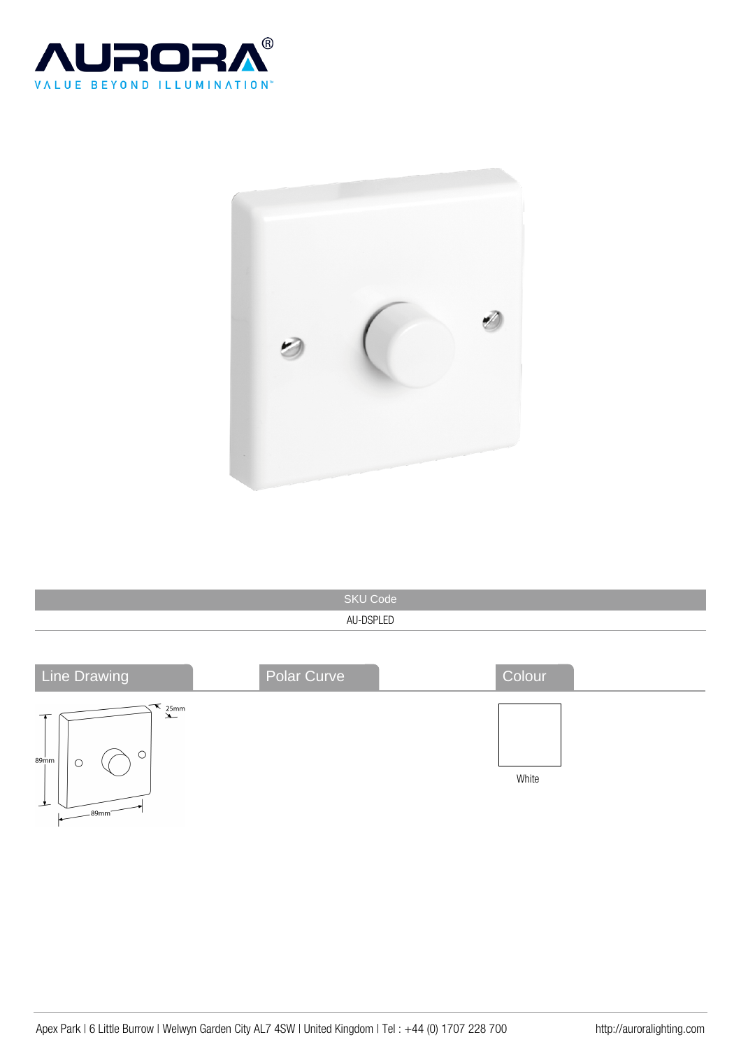AURORA®
VALUE BEYOND ILLUMINATION™

| SKU Code |
| --- |
| AU-DSPLED |

## Line Drawing

25mm

89mm

89mm

## Polar Curve

## Colour

White

Apex Park | 6 Little Burrow | Welwyn Garden City AL7 4SW | United Kingdom | Tel : +44 (0) 1707 228 700

http://auroralighting.com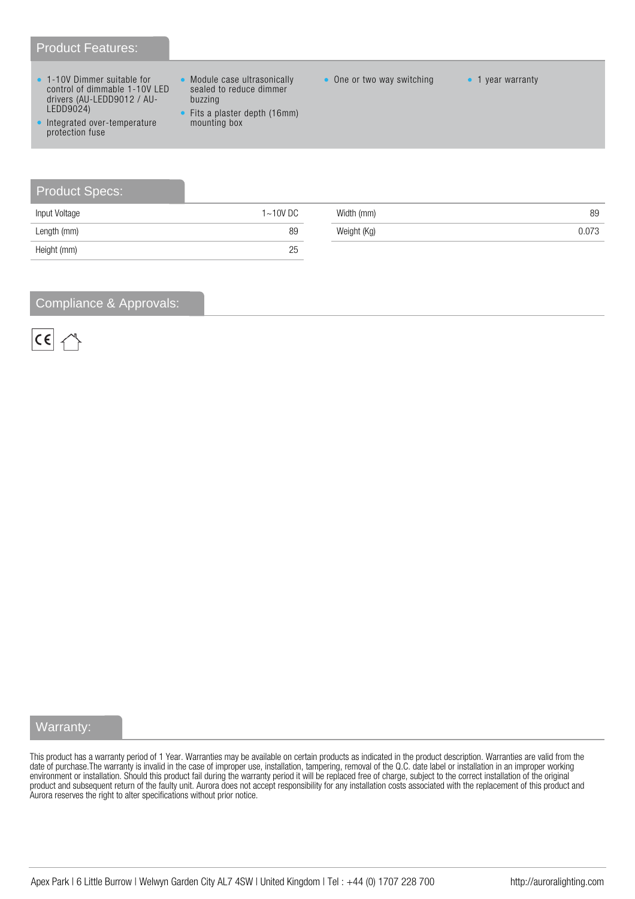## Product Features:

- 1-10V Dimmer suitable for control of dimmable 1-10V LED drivers (AU-LEDD9012 / AU-LEDD9024)
- Integrated over-temperature protection fuse
- Module case ultrasonically sealed to reduce dimmer buzzing
- Fits a plaster depth (16mm) mounting box
- One or two way switching
- 1 year warranty

## Product Specs:

| | | | |
|---|---|---|---|
| Input Voltage | 1~10V DC | Width (mm) | 89 |
| Length (mm) | 89 | Weight (Kg) | 0.073 |
| Height (mm) | 25 | | |

## Compliance & Approvals:

## Warranty:

This product has a warranty period of 1 Year. Warranties may be available on certain products as indicated in the product description. Warranties are valid from the date of purchase.The warranty is invalid in the case of improper use, installation, tampering, removal of the Q.C. date label or installation in an improper working environment or installation. Should this product fail during the warranty period it will be replaced free of charge, subject to the correct installation of the original product and subsequent return of the faulty unit. Aurora does not accept responsibility for any installation costs associated with the replacement of this product and Aurora reserves the right to alter specifications without prior notice.

Apex Park | 6 Little Burrow | Welwyn Garden City AL7 4SW | United Kingdom | Tel : +44 (0) 1707 228 700 http://auroralighting.com